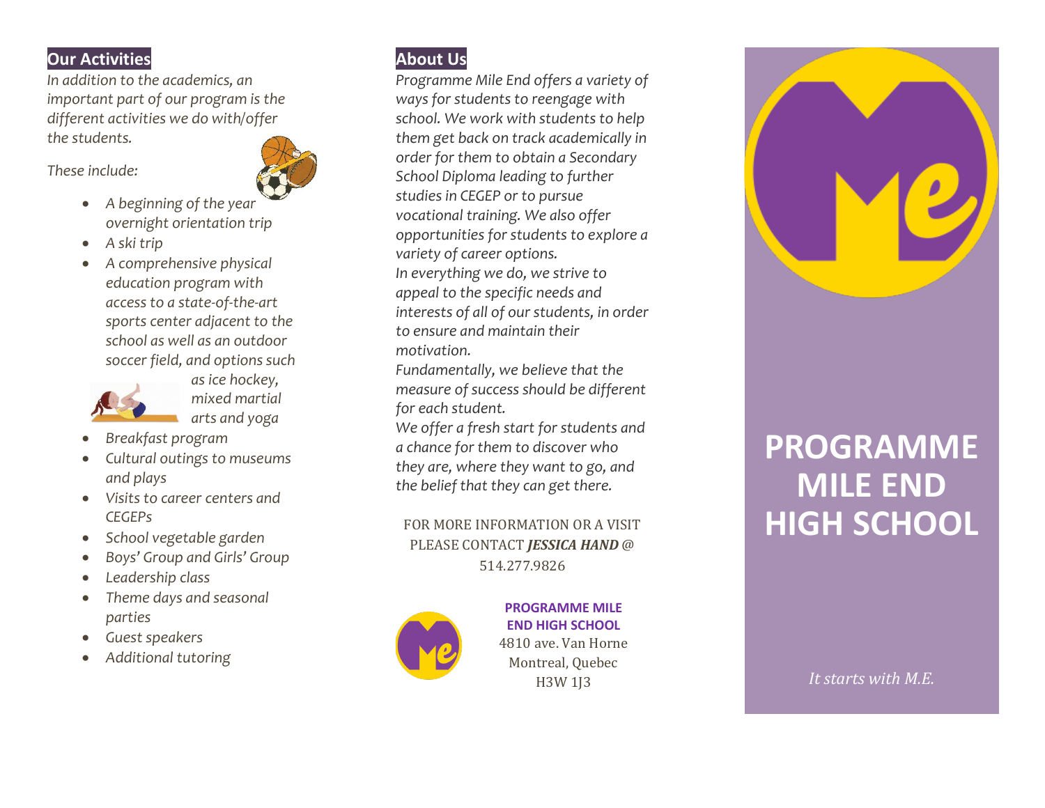## Our Activities

*In addition to the academics, an important part of our program is the different activities we do with/offer the students.*

*These include:*

- *A beginning of the year overnight orientation trip*
- *A ski trip*
- *A comprehensive physical education program with access to a state-of-the-art sports center adjacent to the school as well as an outdoor soccer field, and options such as ice hockey, mixed martial arts and yoga*
- *Breakfast program*
- *Cultural outings to museums and plays*
- *Visits to career centers and CEGEPs*
- *School vegetable garden*
- *Boys' Group and Girls' Group*
- *Leadership class*
- *Theme days and seasonal parties*
- *Guest speakers*
- *Additional tutoring*

## About Us

*Programme Mile End offers a variety of ways for students to reengage with school. We work with students to help them get back on track academically in order for them to obtain a Secondary School Diploma leading to further studies in CEGEP or to pursue vocational training. We also offer opportunities for students to explore a variety of career options.*

*In everything we do, we strive to appeal to the specific needs and interests of all of our students, in order to ensure and maintain their motivation.*

*Fundamentally, we believe that the measure of success should be different for each student.*

*We offer a fresh start for students and a chance for them to discover who they are, where they want to go, and the belief that they can get there.*

FOR MORE INFORMATION OR A VISIT PLEASE CONTACT ***JESSICA HAND*** @ 514.277.9826

**PROGRAMME MILE END HIGH SCHOOL**
4810 ave. Van Horne
Montreal, Quebec
H3W 1J3

# PROGRAMME MILE END HIGH SCHOOL

*It starts with M.E.*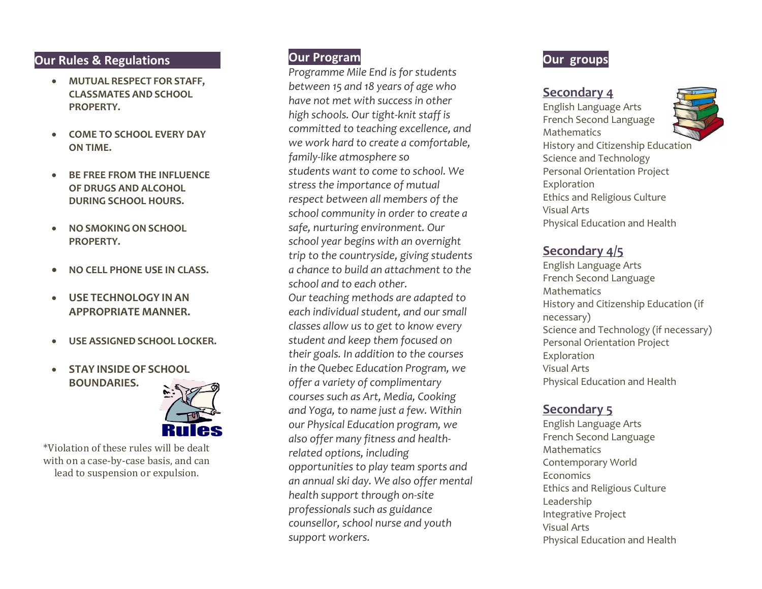## Our Rules & Regulations

- **MUTUAL RESPECT FOR STAFF, CLASSMATES AND SCHOOL PROPERTY.**
- **COME TO SCHOOL EVERY DAY ON TIME.**
- **BE FREE FROM THE INFLUENCE OF DRUGS AND ALCOHOL DURING SCHOOL HOURS.**
- **NO SMOKING ON SCHOOL PROPERTY.**
- **NO CELL PHONE USE IN CLASS.**
- **USE TECHNOLOGY IN AN APPROPRIATE MANNER.**
- **USE ASSIGNED SCHOOL LOCKER.**
- **STAY INSIDE OF SCHOOL BOUNDARIES.**

*Violation of these rules will be dealt with on a case-by-case basis, and can lead to suspension or expulsion.

## Our Program

*Programme Mile End is for students between 15 and 18 years of age who have not met with success in other high schools. Our tight-knit staff is committed to teaching excellence, and we work hard to create a comfortable, family-like atmosphere so students want to come to school. We stress the importance of mutual respect between all members of the school community in order to create a safe, nurturing environment. Our school year begins with an overnight trip to the countryside, giving students a chance to build an attachment to the school and to each other.*

*Our teaching methods are adapted to each individual student, and our small classes allow us to get to know every student and keep them focused on their goals. In addition to the courses in the Quebec Education Program, we offer a variety of complimentary courses such as Art, Media, Cooking and Yoga, to name just a few. Within our Physical Education program, we also offer many fitness and health-related options, including opportunities to play team sports and an annual ski day. We also offer mental health support through on-site professionals such as guidance counsellor, school nurse and youth support workers.*

## Our groups

### Secondary 4

English Language Arts
French Second Language
Mathematics
History and Citizenship Education
Science and Technology
Personal Orientation Project
Exploration
Ethics and Religious Culture
Visual Arts
Physical Education and Health

### Secondary 4/5

English Language Arts
French Second Language
Mathematics
History and Citizenship Education (if necessary)
Science and Technology (if necessary)
Personal Orientation Project
Exploration
Visual Arts
Physical Education and Health

### Secondary 5

English Language Arts
French Second Language
Mathematics
Contemporary World
Economics
Ethics and Religious Culture
Leadership
Integrative Project
Visual Arts
Physical Education and Health